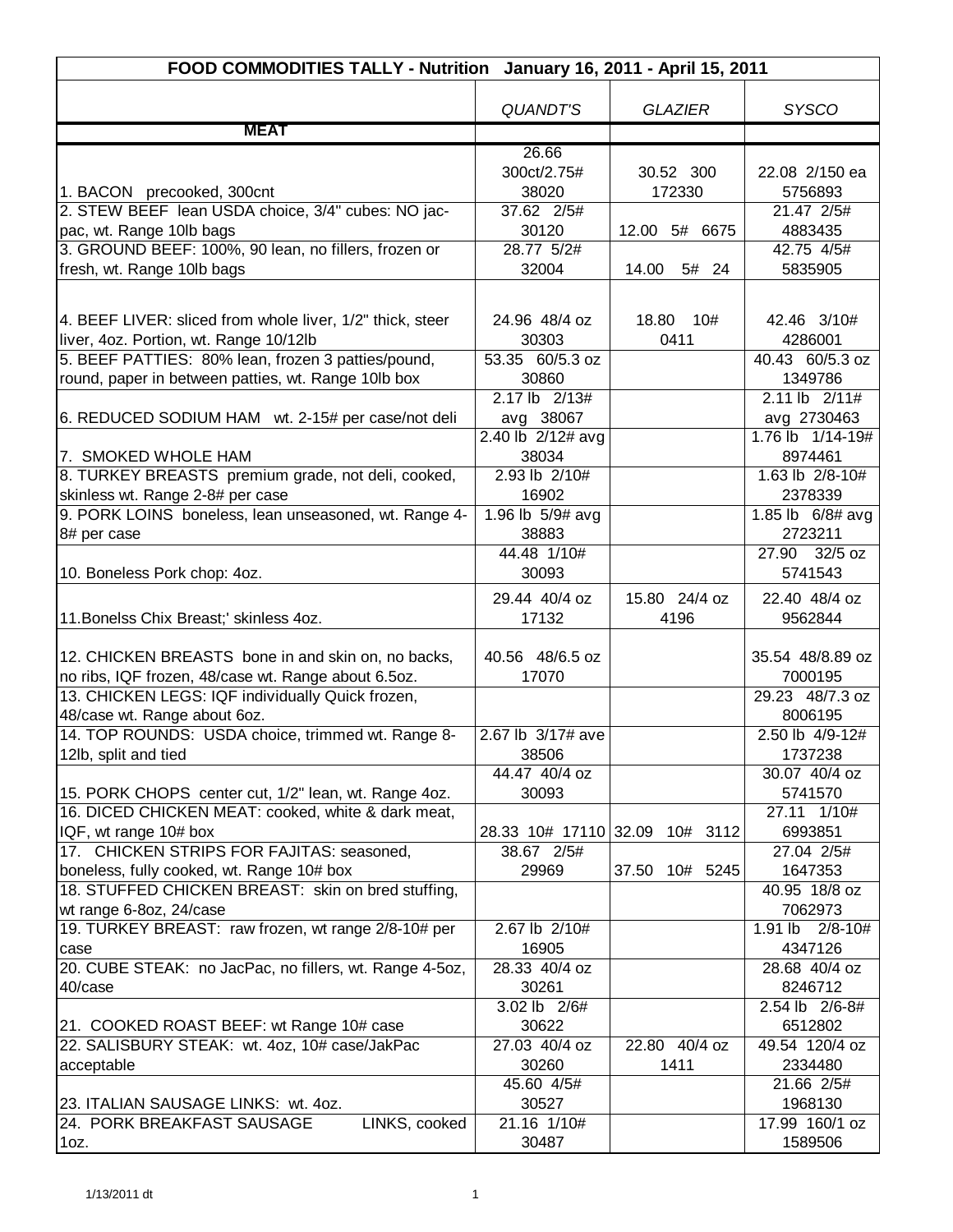| FOOD COMMODITIES TALLY - Nutrition January 16, 2011 - April 15, 2011 | | | |
|---|---|---|---|
| | *QUANDT'S* | *GLAZIER* | *SYSCO* |
| **MEAT** | | | |
| 1. BACON precooked, 300cnt | 26.66 300ct/2.75# 38020 | 30.52 300 172330 | 22.08 2/150 ea 5756893 |
| 2. STEW BEEF lean USDA choice, 3/4" cubes: NO jac-pac, wt. Range 10lb bags | 37.62 2/5# 30120 | 12.00 5# 6675 | 21.47 2/5# 4883435 |
| 3. GROUND BEEF: 100%, 90 lean, no fillers, frozen or fresh, wt. Range 10lb bags | 28.77 5/2# 32004 | 14.00 5# 24 | 42.75 4/5# 5835905 |
| 4. BEEF LIVER: sliced from whole liver, 1/2" thick, steer liver, 4oz. Portion, wt. Range 10/12lb | 24.96 48/4 oz 30303 | 18.80 10# 0411 | 42.46 3/10# 4286001 |
| 5. BEEF PATTIES: 80% lean, frozen 3 patties/pound, round, paper in between patties, wt. Range 10lb box | 53.35 60/5.3 oz 30860 | | 40.43 60/5.3 oz 1349786 |
| 6. REDUCED SODIUM HAM wt. 2-15# per case/not deli | 2.17 lb 2/13# avg 38067 | | 2.11 lb 2/11# avg 2730463 |
| 7. SMOKED WHOLE HAM | 2.40 lb 2/12# avg 38034 | | 1.76 lb 1/14-19# 8974461 |
| 8. TURKEY BREASTS premium grade, not deli, cooked, skinless wt. Range 2-8# per case | 2.93 lb 2/10# 16902 | | 1.63 lb 2/8-10# 2378339 |
| 9. PORK LOINS boneless, lean unseasoned, wt. Range 4-8# per case | 1.96 lb 5/9# avg 38883 | | 1.85 lb 6/8# avg 2723211 |
| 10. Boneless Pork chop: 4oz. | 44.48 1/10# 30093 | | 27.90 32/5 oz 5741543 |
| 11.Bonelss Chix Breast;' skinless 4oz. | 29.44 40/4 oz 17132 | 15.80 24/4 oz 4196 | 22.40 48/4 oz 9562844 |
| 12. CHICKEN BREASTS bone in and skin on, no backs, no ribs, IQF frozen, 48/case wt. Range about 6.5oz. | 40.56 48/6.5 oz 17070 | | 35.54 48/8.89 oz 7000195 |
| 13. CHICKEN LEGS: IQF individually Quick frozen, 48/case wt. Range about 6oz. | | | 29.23 48/7.3 oz 8006195 |
| 14. TOP ROUNDS: USDA choice, trimmed wt. Range 8-12lb, split and tied | 2.67 lb 3/17# ave 38506 | | 2.50 lb 4/9-12# 1737238 |
| 15. PORK CHOPS center cut, 1/2" lean, wt. Range 4oz. | 44.47 40/4 oz 30093 | | 30.07 40/4 oz 5741570 |
| 16. DICED CHICKEN MEAT: cooked, white & dark meat, IQF, wt range 10# box | 28.33 10# 17110 | 32.09 10# 3112 | 27.11 1/10# 6993851 |
| 17. CHICKEN STRIPS FOR FAJITAS: seasoned, boneless, fully cooked, wt. Range 10# box | 38.67 2/5# 29969 | 37.50 10# 5245 | 27.04 2/5# 1647353 |
| 18. STUFFED CHICKEN BREAST: skin on bred stuffing, wt range 6-8oz, 24/case | | | 40.95 18/8 oz 7062973 |
| 19. TURKEY BREAST: raw frozen, wt range 2/8-10# per case | 2.67 lb 2/10# 16905 | | 1.91 lb 2/8-10# 4347126 |
| 20. CUBE STEAK: no JacPac, no fillers, wt. Range 4-5oz, 40/case | 28.33 40/4 oz 30261 | | 28.68 40/4 oz 8246712 |
| 21. COOKED ROAST BEEF: wt Range 10# case | 3.02 lb 2/6# 30622 | | 2.54 lb 2/6-8# 6512802 |
| 22. SALISBURY STEAK: wt. 4oz, 10# case/JakPac acceptable | 27.03 40/4 oz 30260 | 22.80 40/4 oz 1411 | 49.54 120/4 oz 2334480 |
| 23. ITALIAN SAUSAGE LINKS: wt. 4oz. | 45.60 4/5# 30527 | | 21.66 2/5# 1968130 |
| 24. PORK BREAKFAST SAUSAGE LINKS, cooked 1oz. | 21.16 1/10# 30487 | | 17.99 160/1 oz 1589506 |

1/13/2011 dt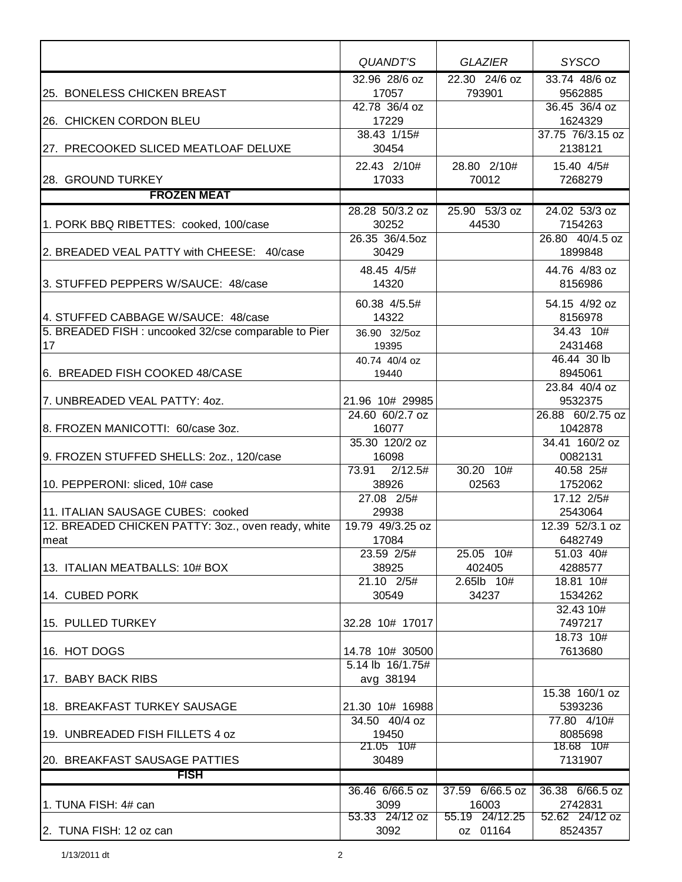| | QUANDT'S | GLAZIER | SYSCO |
|---|---|---|---|
| 25. BONELESS CHICKEN BREAST | 32.96 28/6 oz 17057 | 22.30 24/6 oz 793901 | 33.74 48/6 oz 9562885 |
| 26. CHICKEN CORDON BLEU | 42.78 36/4 oz 17229 | | 36.45 36/4 oz 1624329 |
| 27. PRECOOKED SLICED MEATLOAF DELUXE | 38.43 1/15# 30454 | | 37.75 76/3.15 oz 2138121 |
| 28. GROUND TURKEY | 22.43 2/10# 17033 | 28.80 2/10# 70012 | 15.40 4/5# 7268279 |
| **FROZEN MEAT** | | | |
| 1. PORK BBQ RIBETTES: cooked, 100/case | 28.28 50/3.2 oz 30252 | 25.90 53/3 oz 44530 | 24.02 53/3 oz 7154263 |
| 2. BREADED VEAL PATTY with CHEESE: 40/case | 26.35 36/4.5oz 30429 | | 26.80 40/4.5 oz 1899848 |
| 3. STUFFED PEPPERS W/SAUCE: 48/case | 48.45 4/5# 14320 | | 44.76 4/83 oz 8156986 |
| 4. STUFFED CABBAGE W/SAUCE: 48/case | 60.38 4/5.5# 14322 | | 54.15 4/92 oz 8156978 |
| 5. BREADED FISH : uncooked 32/cse comparable to Pier 17 | 36.90 32/5oz 19395 | | 34.43 10# 2431468 |
| 6. BREADED FISH COOKED 48/CASE | 40.74 40/4 oz 19440 | | 46.44 30 lb 8945061 |
| 7. UNBREADED VEAL PATTY: 4oz. | 21.96 10# 29985 | | 23.84 40/4 oz 9532375 |
| 8. FROZEN MANICOTTI: 60/case 3oz. | 24.60 60/2.7 oz 16077 | | 26.88 60/2.75 oz 1042878 |
| 9. FROZEN STUFFED SHELLS: 2oz., 120/case | 35.30 120/2 oz 16098 | | 34.41 160/2 oz 0082131 |
| 10. PEPPERONI: sliced, 10# case | 73.91 2/12.5# 38926 | 30.20 10# 02563 | 40.58 25# 1752062 |
| 11. ITALIAN SAUSAGE CUBES: cooked | 27.08 2/5# 29938 | | 17.12 2/5# 2543064 |
| 12. BREADED CHICKEN PATTY: 3oz., oven ready, white meat | 19.79 49/3.25 oz 17084 | | 12.39 52/3.1 oz 6482749 |
| 13. ITALIAN MEATBALLS: 10# BOX | 23.59 2/5# 38925 | 25.05 10# 402405 | 51.03 40# 4288577 |
| 14. CUBED PORK | 21.10 2/5# 30549 | 2.65lb 10# 34237 | 18.81 10# 1534262 |
| 15. PULLED TURKEY | 32.28 10# 17017 | | 32.43 10# 7497217 |
| 16. HOT DOGS | 14.78 10# 30500 | | 18.73 10# 7613680 |
| 17. BABY BACK RIBS | 5.14 lb 16/1.75# avg 38194 | | |
| 18. BREAKFAST TURKEY SAUSAGE | 21.30 10# 16988 | | 15.38 160/1 oz 5393236 |
| 19. UNBREADED FISH FILLETS 4 oz | 34.50 40/4 oz 19450 | | 77.80 4/10# 8085698 |
| 20. BREAKFAST SAUSAGE PATTIES | 21.05 10# 30489 | | 18.68 10# 7131907 |
| **FISH** | | | |
| 1. TUNA FISH: 4# can | 36.46 6/66.5 oz 3099 | 37.59 6/66.5 oz 16003 | 36.38 6/66.5 oz 2742831 |
| 2. TUNA FISH: 12 oz can | 53.33 24/12 oz 3092 | 55.19 24/12.25 oz 01164 | 52.62 24/12 oz 8524357 |

1/13/2011 dt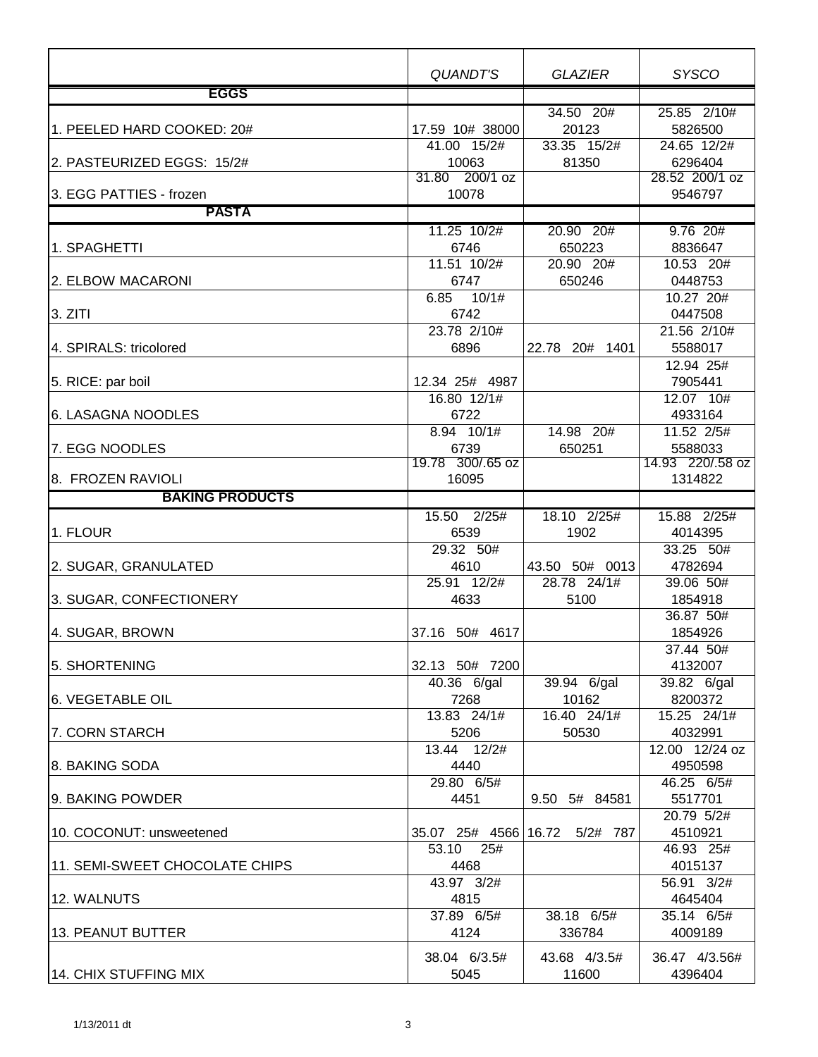| | *QUANDT'S* | *GLAZIER* | *SYSCO* |
|---|---|---|---|
| **EGGS** | | | |
| 1. PEELED HARD COOKED: 20# | 17.59 10# 38000 | 34.50 20# 20123 | 25.85 2/10# 5826500 |
| 2. PASTEURIZED EGGS: 15/2# | 41.00 15/2# 10063 | 33.35 15/2# 81350 | 24.65 12/2# 6296404 |
| 3. EGG PATTIES - frozen | 31.80 200/1 oz 10078 | | 28.52 200/1 oz 9546797 |
| **PASTA** | | | |
| 1. SPAGHETTI | 11.25 10/2# 6746 | 20.90 20# 650223 | 9.76 20# 8836647 |
| 2. ELBOW MACARONI | 11.51 10/2# 6747 | 20.90 20# 650246 | 10.53 20# 0448753 |
| 3. ZITI | 6.85 10/1# 6742 | | 10.27 20# 0447508 |
| 4. SPIRALS: tricolored | 23.78 2/10# 6896 | 22.78 20# 1401 | 21.56 2/10# 5588017 |
| 5. RICE: par boil | 12.34 25# 4987 | | 12.94 25# 7905441 |
| 6. LASAGNA NOODLES | 16.80 12/1# 6722 | | 12.07 10# 4933164 |
| 7. EGG NOODLES | 8.94 10/1# 6739 | 14.98 20# 650251 | 11.52 2/5# 5588033 |
| 8. FROZEN RAVIOLI | 19.78 300/.65 oz 16095 | | 14.93 220/.58 oz 1314822 |
| **BAKING PRODUCTS** | | | |
| 1. FLOUR | 15.50 2/25# 6539 | 18.10 2/25# 1902 | 15.88 2/25# 4014395 |
| 2. SUGAR, GRANULATED | 29.32 50# 4610 | 43.50 50# 0013 | 33.25 50# 4782694 |
| 3. SUGAR, CONFECTIONERY | 25.91 12/2# 4633 | 28.78 24/1# 5100 | 39.06 50# 1854918 |
| 4. SUGAR, BROWN | 37.16 50# 4617 | | 36.87 50# 1854926 |
| 5. SHORTENING | 32.13 50# 7200 | | 37.44 50# 4132007 |
| 6. VEGETABLE OIL | 40.36 6/gal 7268 | 39.94 6/gal 10162 | 39.82 6/gal 8200372 |
| 7. CORN STARCH | 13.83 24/1# 5206 | 16.40 24/1# 50530 | 15.25 24/1# 4032991 |
| 8. BAKING SODA | 13.44 12/2# 4440 | | 12.00 12/24 oz 4950598 |
| 9. BAKING POWDER | 29.80 6/5# 4451 | 9.50 5# 84581 | 46.25 6/5# 5517701 |
| 10. COCONUT: unsweetened | 35.07 25# 4566 | 16.72 5/2# 787 | 20.79 5/2# 4510921 |
| 11. SEMI-SWEET CHOCOLATE CHIPS | 53.10 25# 4468 | | 46.93 25# 4015137 |
| 12. WALNUTS | 43.97 3/2# 4815 | | 56.91 3/2# 4645404 |
| 13. PEANUT BUTTER | 37.89 6/5# 4124 | 38.18 6/5# 336784 | 35.14 6/5# 4009189 |
| 14. CHIX STUFFING MIX | 38.04 6/3.5# 5045 | 43.68 4/3.5# 11600 | 36.47 4/3.56# 4396404 |

1/13/2011 dt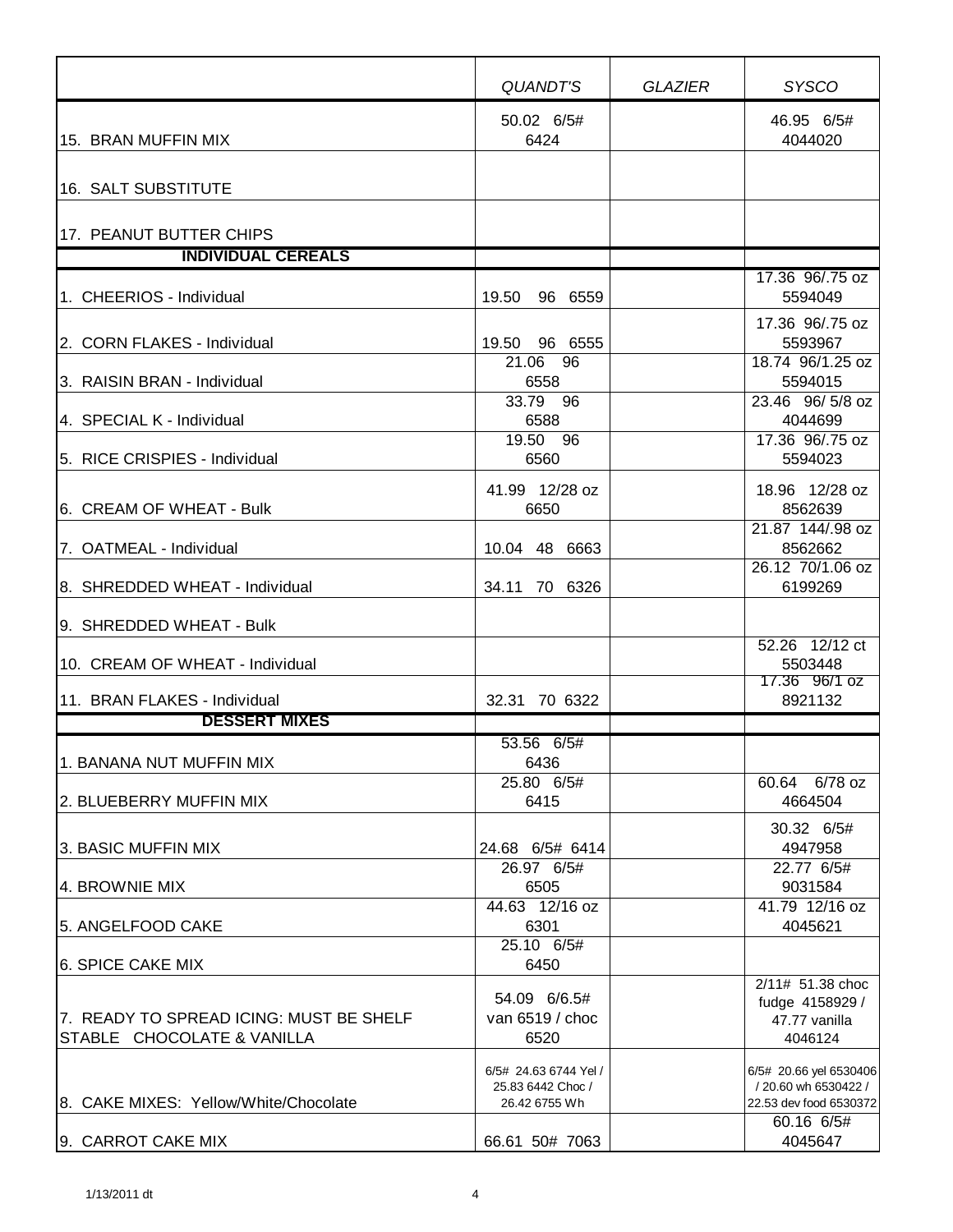| | QUANDT'S | GLAZIER | SYSCO |
|---|---|---|---|
| 15. BRAN MUFFIN MIX | 50.02 6/5# 6424 | | 46.95 6/5# 4044020 |
| 16. SALT SUBSTITUTE | | | |
| 17. PEANUT BUTTER CHIPS | | | |
| **INDIVIDUAL CEREALS** | | | |
| 1. CHEERIOS - Individual | 19.50 96 6559 | | 17.36 96/.75 oz 5594049 |
| 2. CORN FLAKES - Individual | 19.50 96 6555 | | 17.36 96/.75 oz 5593967 |
| 3. RAISIN BRAN - Individual | 21.06 96 6558 | | 18.74 96/1.25 oz 5594015 |
| 4. SPECIAL K - Individual | 33.79 96 6588 | | 23.46 96/ 5/8 oz 4044699 |
| 5. RICE CRISPIES - Individual | 19.50 96 6560 | | 17.36 96/.75 oz 5594023 |
| 6. CREAM OF WHEAT - Bulk | 41.99 12/28 oz 6650 | | 18.96 12/28 oz 8562639 |
| 7. OATMEAL - Individual | 10.04 48 6663 | | 21.87 144/.98 oz 8562662 |
| 8. SHREDDED WHEAT - Individual | 34.11 70 6326 | | 26.12 70/1.06 oz 6199269 |
| 9. SHREDDED WHEAT - Bulk | | | |
| 10. CREAM OF WHEAT - Individual | | | 52.26 12/12 ct 5503448 |
| 11. BRAN FLAKES - Individual | 32.31 70 6322 | | 17.36 96/1 oz 8921132 |
| **DESSERT MIXES** | | | |
| 1. BANANA NUT MUFFIN MIX | 53.56 6/5# 6436 | | |
| 2. BLUEBERRY MUFFIN MIX | 25.80 6/5# 6415 | | 60.64 6/78 oz 4664504 |
| 3. BASIC MUFFIN MIX | 24.68 6/5# 6414 | | 30.32 6/5# 4947958 |
| 4. BROWNIE MIX | 26.97 6/5# 6505 | | 22.77 6/5# 9031584 |
| 5. ANGELFOOD CAKE | 44.63 12/16 oz 6301 | | 41.79 12/16 oz 4045621 |
| 6. SPICE CAKE MIX | 25.10 6/5# 6450 | | |
| 7. READY TO SPREAD ICING: MUST BE SHELF STABLE CHOCOLATE & VANILLA | 54.09 6/6.5# van 6519 / choc 6520 | | 2/11# 51.38 choc fudge 4158929 / 47.77 vanilla 4046124 |
| 8. CAKE MIXES: Yellow/White/Chocolate | 6/5# 24.63 6744 Yel / 25.83 6442 Choc / 26.42 6755 Wh | | 6/5# 20.66 yel 6530406 / 20.60 wh 6530422 / 22.53 dev food 6530372 |
| 9. CARROT CAKE MIX | 66.61 50# 7063 | | 60.16 6/5# 4045647 |

1/13/2011 dt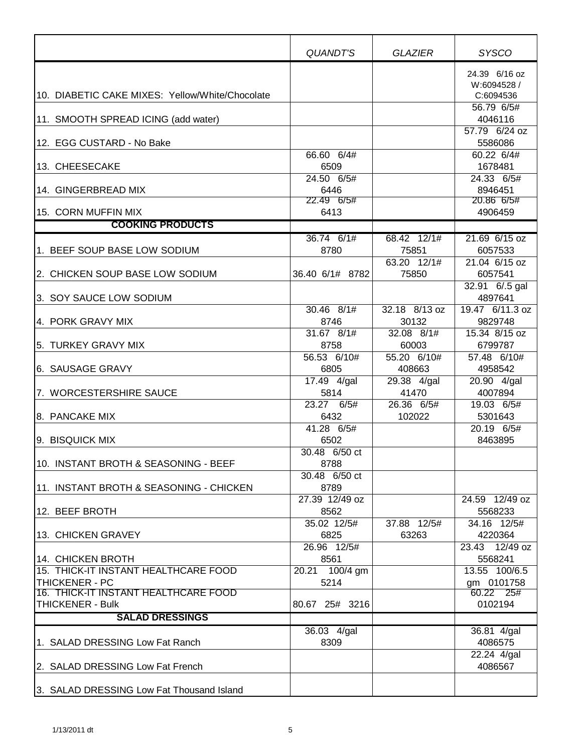| | *QUANDT'S* | *GLAZIER* | *SYSCO* |
|---|---|---|---|
| 10. DIABETIC CAKE MIXES: Yellow/White/Chocolate | | | 24.39 6/16 oz W:6094528 / C:6094536 |
| 11. SMOOTH SPREAD ICING (add water) | | | 56.79 6/5# 4046116 |
| 12. EGG CUSTARD - No Bake | | | 57.79 6/24 oz 5586086 |
| 13. CHEESECAKE | 66.60 6/4# 6509 | | 60.22 6/4# 1678481 |
| 14. GINGERBREAD MIX | 24.50 6/5# 6446 | | 24.33 6/5# 8946451 |
| 15. CORN MUFFIN MIX | 22.49 6/5# 6413 | | 20.86 6/5# 4906459 |
| **COOKING PRODUCTS** | | | |
| 1. BEEF SOUP BASE LOW SODIUM | 36.74 6/1# 8780 | 68.42 12/1# 75851 | 21.69 6/15 oz 6057533 |
| 2. CHICKEN SOUP BASE LOW SODIUM | 36.40 6/1# 8782 | 63.20 12/1# 75850 | 21.04 6/15 oz 6057541 |
| 3. SOY SAUCE LOW SODIUM | | | 32.91 6/.5 gal 4897641 |
| 4. PORK GRAVY MIX | 30.46 8/1# 8746 | 32.18 8/13 oz 30132 | 19.47 6/11.3 oz 9829748 |
| 5. TURKEY GRAVY MIX | 31.67 8/1# 8758 | 32.08 8/1# 60003 | 15.34 8/15 oz 6799787 |
| 6. SAUSAGE GRAVY | 56.53 6/10# 6805 | 55.20 6/10# 408663 | 57.48 6/10# 4958542 |
| 7. WORCESTERSHIRE SAUCE | 17.49 4/gal 5814 | 29.38 4/gal 41470 | 20.90 4/gal 4007894 |
| 8. PANCAKE MIX | 23.27 6/5# 6432 | 26.36 6/5# 102022 | 19.03 6/5# 5301643 |
| 9. BISQUICK MIX | 41.28 6/5# 6502 | | 20.19 6/5# 8463895 |
| 10. INSTANT BROTH & SEASONING - BEEF | 30.48 6/50 ct 8788 | | |
| 11. INSTANT BROTH & SEASONING - CHICKEN | 30.48 6/50 ct 8789 | | |
| 12. BEEF BROTH | 27.39 12/49 oz 8562 | | 24.59 12/49 oz 5568233 |
| 13. CHICKEN GRAVEY | 35.02 12/5# 6825 | 37.88 12/5# 63263 | 34.16 12/5# 4220364 |
| 14. CHICKEN BROTH | 26.96 12/5# 8561 | | 23.43 12/49 oz 5568241 |
| 15. THICK-IT INSTANT HEALTHCARE FOOD THICKENER - PC | 20.21 100/4 gm 5214 | | 13.55 100/6.5 gm 0101758 |
| 16. THICK-IT INSTANT HEALTHCARE FOOD THICKENER - Bulk | 80.67 25# 3216 | | 60.22 25# 0102194 |
| **SALAD DRESSINGS** | | | |
| 1. SALAD DRESSING Low Fat Ranch | 36.03 4/gal 8309 | | 36.81 4/gal 4086575 |
| 2. SALAD DRESSING Low Fat French | | | 22.24 4/gal 4086567 |
| 3. SALAD DRESSING Low Fat Thousand Island | | | |

1/13/2011 dt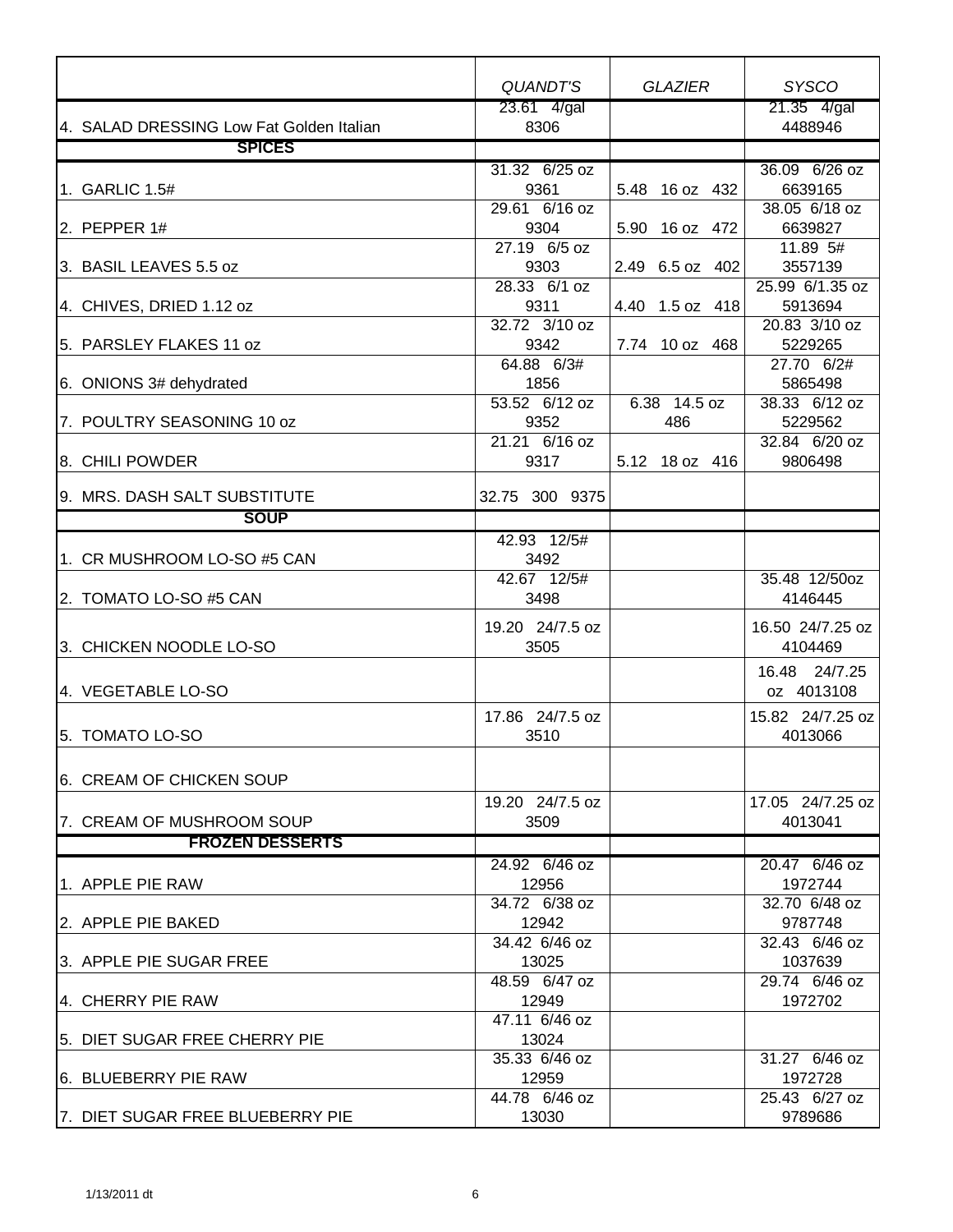| | *QUANDT'S* | *GLAZIER* | *SYSCO* |
|---|---|---|---|
| 4. SALAD DRESSING Low Fat Golden Italian | 23.61 4/gal 8306 | | 21.35 4/gal 4488946 |
| **SPICES** | | | |
| 1. GARLIC 1.5# | 31.32 6/25 oz 9361 | 5.48 16 oz 432 | 36.09 6/26 oz 6639165 |
| 2. PEPPER 1# | 29.61 6/16 oz 9304 | 5.90 16 oz 472 | 38.05 6/18 oz 6639827 |
| 3. BASIL LEAVES 5.5 oz | 27.19 6/5 oz 9303 | 2.49 6.5 oz 402 | 11.89 5# 3557139 |
| 4. CHIVES, DRIED 1.12 oz | 28.33 6/1 oz 9311 | 4.40 1.5 oz 418 | 25.99 6/1.35 oz 5913694 |
| 5. PARSLEY FLAKES 11 oz | 32.72 3/10 oz 9342 | 7.74 10 oz 468 | 20.83 3/10 oz 5229265 |
| 6. ONIONS 3# dehydrated | 64.88 6/3# 1856 | | 27.70 6/2# 5865498 |
| 7. POULTRY SEASONING 10 oz | 53.52 6/12 oz 9352 | 6.38 14.5 oz 486 | 38.33 6/12 oz 5229562 |
| 8. CHILI POWDER | 21.21 6/16 oz 9317 | 5.12 18 oz 416 | 32.84 6/20 oz 9806498 |
| 9. MRS. DASH SALT SUBSTITUTE | 32.75 300 9375 | | |
| **SOUP** | | | |
| 1. CR MUSHROOM LO-SO #5 CAN | 42.93 12/5# 3492 | | |
| 2. TOMATO LO-SO #5 CAN | 42.67 12/5# 3498 | | 35.48 12/50oz 4146445 |
| 3. CHICKEN NOODLE LO-SO | 19.20 24/7.5 oz 3505 | | 16.50 24/7.25 oz 4104469 |
| 4. VEGETABLE LO-SO | | | 16.48 24/7.25 oz 4013108 |
| 5. TOMATO LO-SO | 17.86 24/7.5 oz 3510 | | 15.82 24/7.25 oz 4013066 |
| 6. CREAM OF CHICKEN SOUP | | | |
| 7. CREAM OF MUSHROOM SOUP | 19.20 24/7.5 oz 3509 | | 17.05 24/7.25 oz 4013041 |
| **FROZEN DESSERTS** | | | |
| 1. APPLE PIE RAW | 24.92 6/46 oz 12956 | | 20.47 6/46 oz 1972744 |
| 2. APPLE PIE BAKED | 34.72 6/38 oz 12942 | | 32.70 6/48 oz 9787748 |
| 3. APPLE PIE SUGAR FREE | 34.42 6/46 oz 13025 | | 32.43 6/46 oz 1037639 |
| 4. CHERRY PIE RAW | 48.59 6/47 oz 12949 | | 29.74 6/46 oz 1972702 |
| 5. DIET SUGAR FREE CHERRY PIE | 47.11 6/46 oz 13024 | | |
| 6. BLUEBERRY PIE RAW | 35.33 6/46 oz 12959 | | 31.27 6/46 oz 1972728 |
| 7. DIET SUGAR FREE BLUEBERRY PIE | 44.78 6/46 oz 13030 | | 25.43 6/27 oz 9789686 |

1/13/2011 dt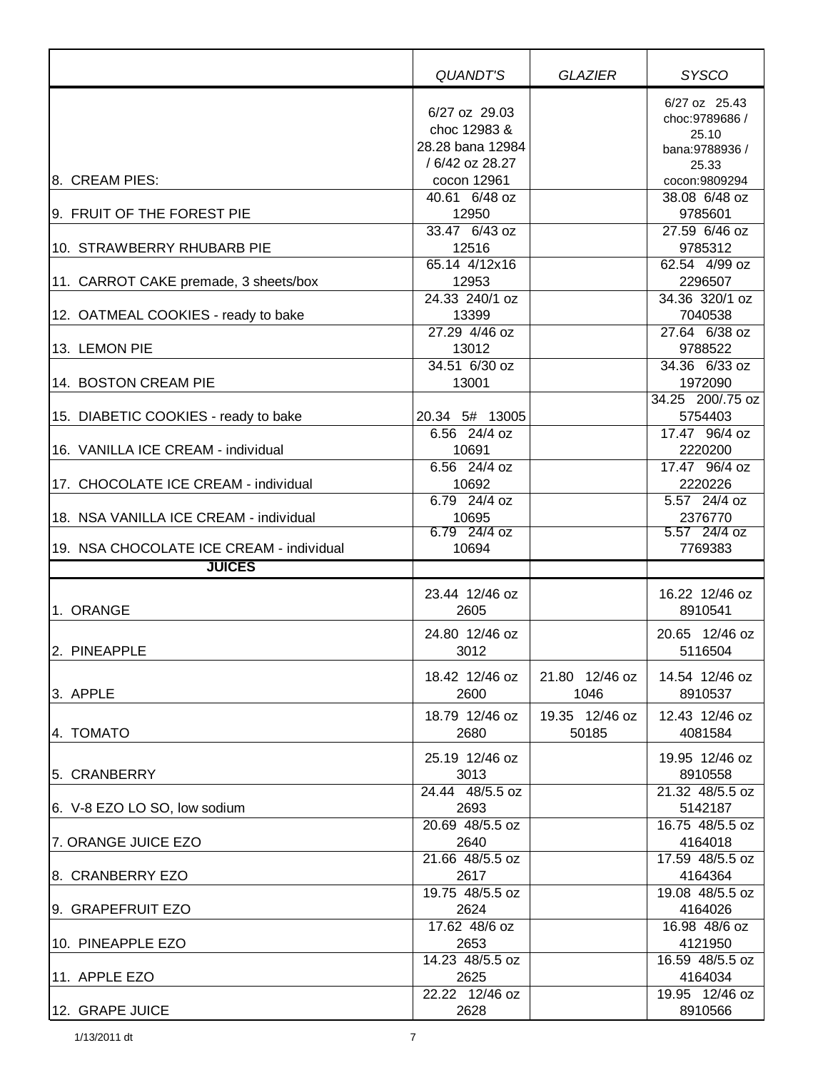| | QUANDT'S | GLAZIER | SYSCO |
|---|---|---|---|
| 8. CREAM PIES: | 6/27 oz 29.03 choc 12983 & 28.28 bana 12984 / 6/42 oz 28.27 cocon 12961 | | 6/27 oz 25.43 choc:9789686 / 25.10 bana:9788936 / 25.33 cocon:9809294 |
| 9. FRUIT OF THE FOREST PIE | 40.61 6/48 oz 12950 | | 38.08 6/48 oz 9785601 |
| 10. STRAWBERRY RHUBARB PIE | 33.47 6/43 oz 12516 | | 27.59 6/46 oz 9785312 |
| 11. CARROT CAKE premade, 3 sheets/box | 65.14 4/12x16 12953 | | 62.54 4/99 oz 2296507 |
| 12. OATMEAL COOKIES - ready to bake | 24.33 240/1 oz 13399 | | 34.36 320/1 oz 7040538 |
| 13. LEMON PIE | 27.29 4/46 oz 13012 | | 27.64 6/38 oz 9788522 |
| 14. BOSTON CREAM PIE | 34.51 6/30 oz 13001 | | 34.36 6/33 oz 1972090 |
| 15. DIABETIC COOKIES - ready to bake | 20.34 5# 13005 | | 34.25 200/.75 oz 5754403 |
| 16. VANILLA ICE CREAM - individual | 6.56 24/4 oz 10691 | | 17.47 96/4 oz 2220200 |
| 17. CHOCOLATE ICE CREAM - individual | 6.56 24/4 oz 10692 | | 17.47 96/4 oz 2220226 |
| 18. NSA VANILLA ICE CREAM - individual | 6.79 24/4 oz 10695 | | 5.57 24/4 oz 2376770 |
| 19. NSA CHOCOLATE ICE CREAM - individual | 6.79 24/4 oz 10694 | | 5.57 24/4 oz 7769383 |
| **JUICES** | | | |
| 1. ORANGE | 23.44 12/46 oz 2605 | | 16.22 12/46 oz 8910541 |
| 2. PINEAPPLE | 24.80 12/46 oz 3012 | | 20.65 12/46 oz 5116504 |
| 3. APPLE | 18.42 12/46 oz 2600 | 21.80 12/46 oz 1046 | 14.54 12/46 oz 8910537 |
| 4. TOMATO | 18.79 12/46 oz 2680 | 19.35 12/46 oz 50185 | 12.43 12/46 oz 4081584 |
| 5. CRANBERRY | 25.19 12/46 oz 3013 | | 19.95 12/46 oz 8910558 |
| 6. V-8 EZO LO SO, low sodium | 24.44 48/5.5 oz 2693 | | 21.32 48/5.5 oz 5142187 |
| 7. ORANGE JUICE EZO | 20.69 48/5.5 oz 2640 | | 16.75 48/5.5 oz 4164018 |
| 8. CRANBERRY EZO | 21.66 48/5.5 oz 2617 | | 17.59 48/5.5 oz 4164364 |
| 9. GRAPEFRUIT EZO | 19.75 48/5.5 oz 2624 | | 19.08 48/5.5 oz 4164026 |
| 10. PINEAPPLE EZO | 17.62 48/6 oz 2653 | | 16.98 48/6 oz 4121950 |
| 11. APPLE EZO | 14.23 48/5.5 oz 2625 | | 16.59 48/5.5 oz 4164034 |
| 12. GRAPE JUICE | 22.22 12/46 oz 2628 | | 19.95 12/46 oz 8910566 |

1/13/2011 dt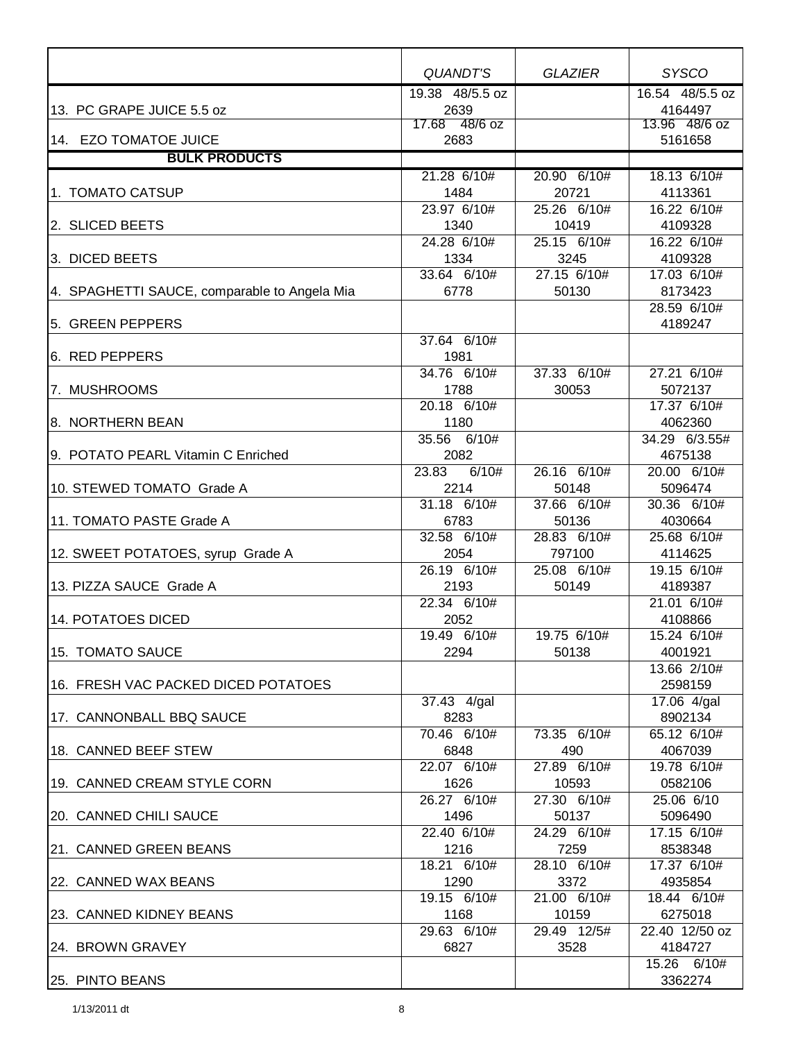| | *QUANDT'S* | *GLAZIER* | *SYSCO* |
|---|---|---|---|
| 13. PC GRAPE JUICE 5.5 oz | 19.38 48/5.5 oz 2639 | | 16.54 48/5.5 oz 4164497 |
| 14. EZO TOMATOE JUICE | 17.68 48/6 oz 2683 | | 13.96 48/6 oz 5161658 |
| **BULK PRODUCTS** | | | |
| 1. TOMATO CATSUP | 21.28 6/10# 1484 | 20.90 6/10# 20721 | 18.13 6/10# 4113361 |
| 2. SLICED BEETS | 23.97 6/10# 1340 | 25.26 6/10# 10419 | 16.22 6/10# 4109328 |
| 3. DICED BEETS | 24.28 6/10# 1334 | 25.15 6/10# 3245 | 16.22 6/10# 4109328 |
| 4. SPAGHETTI SAUCE, comparable to Angela Mia | 33.64 6/10# 6778 | 27.15 6/10# 50130 | 17.03 6/10# 8173423 |
| 5. GREEN PEPPERS | | | 28.59 6/10# 4189247 |
| 6. RED PEPPERS | 37.64 6/10# 1981 | | |
| 7. MUSHROOMS | 34.76 6/10# 1788 | 37.33 6/10# 30053 | 27.21 6/10# 5072137 |
| 8. NORTHERN BEAN | 20.18 6/10# 1180 | | 17.37 6/10# 4062360 |
| 9. POTATO PEARL Vitamin C Enriched | 35.56 6/10# 2082 | | 34.29 6/3.55# 4675138 |
| 10. STEWED TOMATO Grade A | 23.83 6/10# 2214 | 26.16 6/10# 50148 | 20.00 6/10# 5096474 |
| 11. TOMATO PASTE Grade A | 31.18 6/10# 6783 | 37.66 6/10# 50136 | 30.36 6/10# 4030664 |
| 12. SWEET POTATOES, syrup Grade A | 32.58 6/10# 2054 | 28.83 6/10# 797100 | 25.68 6/10# 4114625 |
| 13. PIZZA SAUCE Grade A | 26.19 6/10# 2193 | 25.08 6/10# 50149 | 19.15 6/10# 4189387 |
| 14. POTATOES DICED | 22.34 6/10# 2052 | | 21.01 6/10# 4108866 |
| 15. TOMATO SAUCE | 19.49 6/10# 2294 | 19.75 6/10# 50138 | 15.24 6/10# 4001921 |
| 16. FRESH VAC PACKED DICED POTATOES | | | 13.66 2/10# 2598159 |
| 17. CANNONBALL BBQ SAUCE | 37.43 4/gal 8283 | | 17.06 4/gal 8902134 |
| 18. CANNED BEEF STEW | 70.46 6/10# 6848 | 73.35 6/10# 490 | 65.12 6/10# 4067039 |
| 19. CANNED CREAM STYLE CORN | 22.07 6/10# 1626 | 27.89 6/10# 10593 | 19.78 6/10# 0582106 |
| 20. CANNED CHILI SAUCE | 26.27 6/10# 1496 | 27.30 6/10# 50137 | 25.06 6/10 5096490 |
| 21. CANNED GREEN BEANS | 22.40 6/10# 1216 | 24.29 6/10# 7259 | 17.15 6/10# 8538348 |
| 22. CANNED WAX BEANS | 18.21 6/10# 1290 | 28.10 6/10# 3372 | 17.37 6/10# 4935854 |
| 23. CANNED KIDNEY BEANS | 19.15 6/10# 1168 | 21.00 6/10# 10159 | 18.44 6/10# 6275018 |
| 24. BROWN GRAVEY | 29.63 6/10# 6827 | 29.49 12/5# 3528 | 22.40 12/50 oz 4184727 |
| 25. PINTO BEANS | | | 15.26 6/10# 3362274 |

1/13/2011 dt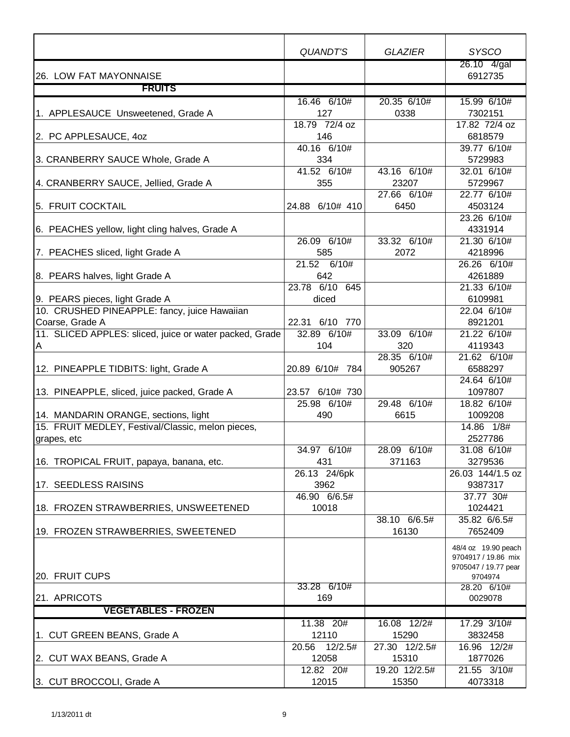| | QUANDT'S | GLAZIER | SYSCO |
|---|---|---|---|
| 26. LOW FAT MAYONNAISE | | | 26.10 4/gal 6912735 |
| **FRUITS** | | | |
| 1. APPLESAUCE Unsweetened, Grade A | 16.46 6/10# 127 | 20.35 6/10# 0338 | 15.99 6/10# 7302151 |
| 2. PC APPLESAUCE, 4oz | 18.79 72/4 oz 146 | | 17.82 72/4 oz 6818579 |
| 3. CRANBERRY SAUCE Whole, Grade A | 40.16 6/10# 334 | | 39.77 6/10# 5729983 |
| 4. CRANBERRY SAUCE, Jellied, Grade A | 41.52 6/10# 355 | 43.16 6/10# 23207 | 32.01 6/10# 5729967 |
| 5. FRUIT COCKTAIL | 24.88 6/10# 410 | 27.66 6/10# 6450 | 22.77 6/10# 4503124 |
| 6. PEACHES yellow, light cling halves, Grade A | | | 23.26 6/10# 4331914 |
| 7. PEACHES sliced, light Grade A | 26.09 6/10# 585 | 33.32 6/10# 2072 | 21.30 6/10# 4218996 |
| 8. PEARS halves, light Grade A | 21.52 6/10# 642 | | 26.26 6/10# 4261889 |
| 9. PEARS pieces, light Grade A | 23.78 6/10 645 diced | | 21.33 6/10# 6109981 |
| 10. CRUSHED PINEAPPLE: fancy, juice Hawaiian Coarse, Grade A | 22.31 6/10 770 | | 22.04 6/10# 8921201 |
| 11. SLICED APPLES: sliced, juice or water packed, Grade A | 32.89 6/10# 104 | 33.09 6/10# 320 | 21.22 6/10# 4119343 |
| 12. PINEAPPLE TIDBITS: light, Grade A | 20.89 6/10# 784 | 28.35 6/10# 905267 | 21.62 6/10# 6588297 |
| 13. PINEAPPLE, sliced, juice packed, Grade A | 23.57 6/10# 730 | | 24.64 6/10# 1097807 |
| 14. MANDARIN ORANGE, sections, light | 25.98 6/10# 490 | 29.48 6/10# 6615 | 18.82 6/10# 1009208 |
| 15. FRUIT MEDLEY, Festival/Classic, melon pieces, grapes, etc | | | 14.86 1/8# 2527786 |
| 16. TROPICAL FRUIT, papaya, banana, etc. | 34.97 6/10# 431 | 28.09 6/10# 371163 | 31.08 6/10# 3279536 |
| 17. SEEDLESS RAISINS | 26.13 24/6pk 3962 | | 26.03 144/1.5 oz 9387317 |
| 18. FROZEN STRAWBERRIES, UNSWEETENED | 46.90 6/6.5# 10018 | | 37.77 30# 1024421 |
| 19. FROZEN STRAWBERRIES, SWEETENED | | 38.10 6/6.5# 16130 | 35.82 6/6.5# 7652409 |
| 20. FRUIT CUPS | | | 48/4 oz 19.90 peach 9704917 / 19.86 mix 9705047 / 19.77 pear 9704974 |
| 21. APRICOTS | 33.28 6/10# 169 | | 28.20 6/10# 0029078 |
| **VEGETABLES - FROZEN** | | | |
| 1. CUT GREEN BEANS, Grade A | 11.38 20# 12110 | 16.08 12/2# 15290 | 17.29 3/10# 3832458 |
| 2. CUT WAX BEANS, Grade A | 20.56 12/2.5# 12058 | 27.30 12/2.5# 15310 | 16.96 12/2# 1877026 |
| 3. CUT BROCCOLI, Grade A | 12.82 20# 12015 | 19.20 12/2.5# 15350 | 21.55 3/10# 4073318 |

1/13/2011 dt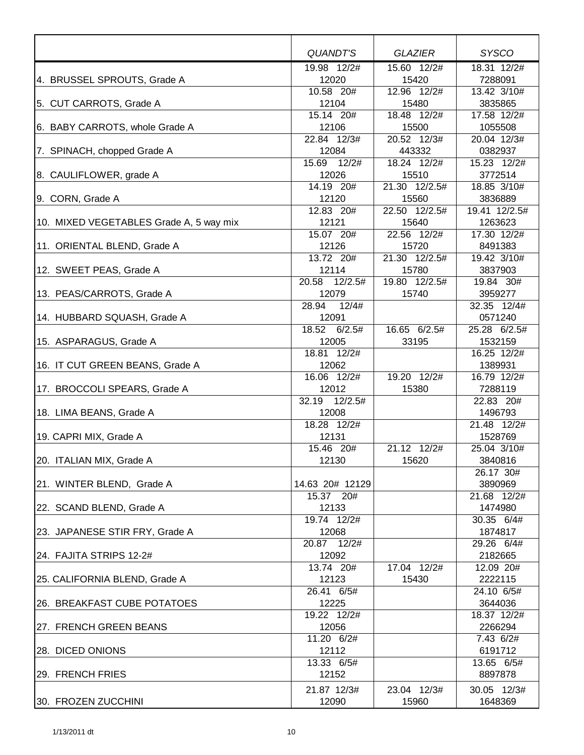| | QUANDT'S | GLAZIER | SYSCO |
|---|---|---|---|
| 4. BRUSSEL SPROUTS, Grade A | 19.98 12/2# 12020 | 15.60 12/2# 15420 | 18.31 12/2# 7288091 |
| 5. CUT CARROTS, Grade A | 10.58 20# 12104 | 12.96 12/2# 15480 | 13.42 3/10# 3835865 |
| 6. BABY CARROTS, whole Grade A | 15.14 20# 12106 | 18.48 12/2# 15500 | 17.58 12/2# 1055508 |
| 7. SPINACH, chopped Grade A | 22.84 12/3# 12084 | 20.52 12/3# 443332 | 20.04 12/3# 0382937 |
| 8. CAULIFLOWER, grade A | 15.69 12/2# 12026 | 18.24 12/2# 15510 | 15.23 12/2# 3772514 |
| 9. CORN, Grade A | 14.19 20# 12120 | 21.30 12/2.5# 15560 | 18.85 3/10# 3836889 |
| 10. MIXED VEGETABLES Grade A, 5 way mix | 12.83 20# 12121 | 22.50 12/2.5# 15640 | 19.41 12/2.5# 1263623 |
| 11. ORIENTAL BLEND, Grade A | 15.07 20# 12126 | 22.56 12/2# 15720 | 17.30 12/2# 8491383 |
| 12. SWEET PEAS, Grade A | 13.72 20# 12114 | 21.30 12/2.5# 15780 | 19.42 3/10# 3837903 |
| 13. PEAS/CARROTS, Grade A | 20.58 12/2.5# 12079 | 19.80 12/2.5# 15740 | 19.84 30# 3959277 |
| 14. HUBBARD SQUASH, Grade A | 28.94 12/4# 12091 | | 32.35 12/4# 0571240 |
| 15. ASPARAGUS, Grade A | 18.52 6/2.5# 12005 | 16.65 6/2.5# 33195 | 25.28 6/2.5# 1532159 |
| 16. IT CUT GREEN BEANS, Grade A | 18.81 12/2# 12062 | | 16.25 12/2# 1389931 |
| 17. BROCCOLI SPEARS, Grade A | 16.06 12/2# 12012 | 19.20 12/2# 15380 | 16.79 12/2# 7288119 |
| 18. LIMA BEANS, Grade A | 32.19 12/2.5# 12008 | | 22.83 20# 1496793 |
| 19. CAPRI MIX, Grade A | 18.28 12/2# 12131 | | 21.48 12/2# 1528769 |
| 20. ITALIAN MIX, Grade A | 15.46 20# 12130 | 21.12 12/2# 15620 | 25.04 3/10# 3840816 |
| 21. WINTER BLEND, Grade A | 14.63 20# 12129 | | 26.17 30# 3890969 |
| 22. SCAND BLEND, Grade A | 15.37 20# 12133 | | 21.68 12/2# 1474980 |
| 23. JAPANESE STIR FRY, Grade A | 19.74 12/2# 12068 | | 30.35 6/4# 1874817 |
| 24. FAJITA STRIPS 12-2# | 20.87 12/2# 12092 | | 29.26 6/4# 2182665 |
| 25. CALIFORNIA BLEND, Grade A | 13.74 20# 12123 | 17.04 12/2# 15430 | 12.09 20# 2222115 |
| 26. BREAKFAST CUBE POTATOES | 26.41 6/5# 12225 | | 24.10 6/5# 3644036 |
| 27. FRENCH GREEN BEANS | 19.22 12/2# 12056 | | 18.37 12/2# 2266294 |
| 28. DICED ONIONS | 11.20 6/2# 12112 | | 7.43 6/2# 6191712 |
| 29. FRENCH FRIES | 13.33 6/5# 12152 | | 13.65 6/5# 8897878 |
| 30. FROZEN ZUCCHINI | 21.87 12/3# 12090 | 23.04 12/3# 15960 | 30.05 12/3# 1648369 |

1/13/2011 dt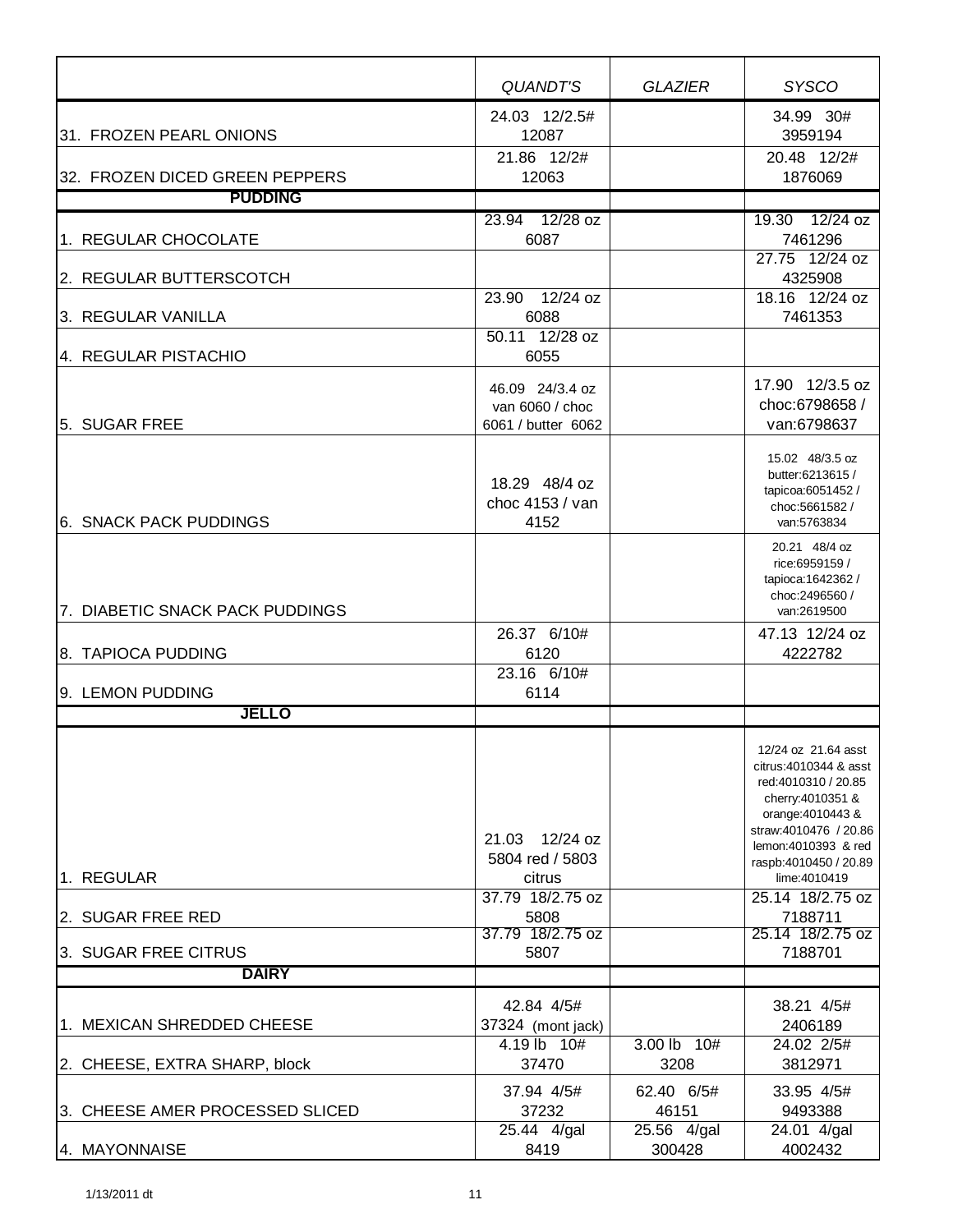| | *QUANDT'S* | *GLAZIER* | *SYSCO* |
|---|---|---|---|
| 31. FROZEN PEARL ONIONS | 24.03 12/2.5# 12087 | | 34.99 30# 3959194 |
| 32. FROZEN DICED GREEN PEPPERS | 21.86 12/2# 12063 | | 20.48 12/2# 1876069 |
| **PUDDING** | | | |
| 1. REGULAR CHOCOLATE | 23.94 12/28 oz 6087 | | 19.30 12/24 oz 7461296 |
| 2. REGULAR BUTTERSCOTCH | | | 27.75 12/24 oz 4325908 |
| 3. REGULAR VANILLA | 23.90 12/24 oz 6088 | | 18.16 12/24 oz 7461353 |
| 4. REGULAR PISTACHIO | 50.11 12/28 oz 6055 | | |
| 5. SUGAR FREE | 46.09 24/3.4 oz van 6060 / choc 6061 / butter 6062 | | 17.90 12/3.5 oz choc:6798658 / van:6798637 |
| 6. SNACK PACK PUDDINGS | 18.29 48/4 oz choc 4153 / van 4152 | | 15.02 48/3.5 oz butter:6213615 / tapicoa:6051452 / choc:5661582 / van:5763834 |
| 7. DIABETIC SNACK PACK PUDDINGS | | | 20.21 48/4 oz rice:6959159 / tapioca:1642362 / choc:2496560 / van:2619500 |
| 8. TAPIOCA PUDDING | 26.37 6/10# 6120 | | 47.13 12/24 oz 4222782 |
| 9. LEMON PUDDING | 23.16 6/10# 6114 | | |
| **JELLO** | | | |
| 1. REGULAR | 21.03 12/24 oz 5804 red / 5803 citrus | | 12/24 oz 21.64 asst citrus:4010344 & asst red:4010310 / 20.85 cherry:4010351 & orange:4010443 & straw:4010476 / 20.86 lemon:4010393 & red raspb:4010450 / 20.89 lime:4010419 |
| 2. SUGAR FREE RED | 37.79 18/2.75 oz 5808 | | 25.14 18/2.75 oz 7188711 |
| 3. SUGAR FREE CITRUS | 37.79 18/2.75 oz 5807 | | 25.14 18/2.75 oz 7188701 |
| **DAIRY** | | | |
| 1. MEXICAN SHREDDED CHEESE | 42.84 4/5# 37324 (mont jack) | | 38.21 4/5# 2406189 |
| 2. CHEESE, EXTRA SHARP, block | 4.19 lb 10# 37470 | 3.00 lb 10# 3208 | 24.02 2/5# 3812971 |
| 3. CHEESE AMER PROCESSED SLICED | 37.94 4/5# 37232 | 62.40 6/5# 46151 | 33.95 4/5# 9493388 |
| 4. MAYONNAISE | 25.44 4/gal 8419 | 25.56 4/gal 300428 | 24.01 4/gal 4002432 |

1/13/2011 dt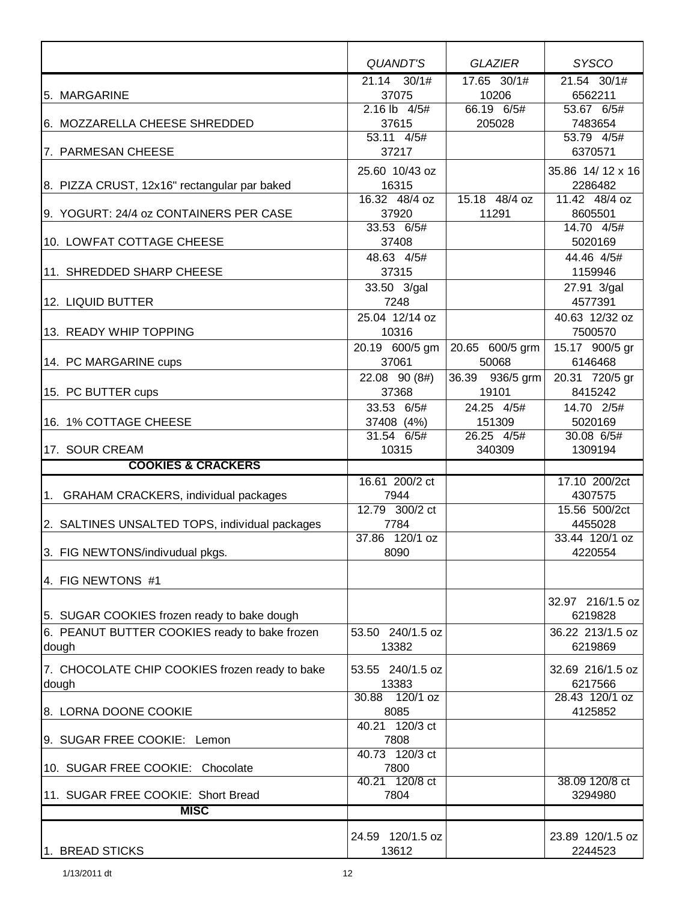| | *QUANDT'S* | *GLAZIER* | *SYSCO* |
|---|---|---|---|
| 5. MARGARINE | 21.14 30/1# 37075 | 17.65 30/1# 10206 | 21.54 30/1# 6562211 |
| 6. MOZZARELLA CHEESE SHREDDED | 2.16 lb 4/5# 37615 | 66.19 6/5# 205028 | 53.67 6/5# 7483654 |
| 7. PARMESAN CHEESE | 53.11 4/5# 37217 | | 53.79 4/5# 6370571 |
| 8. PIZZA CRUST, 12x16" rectangular par baked | 25.60 10/43 oz 16315 | | 35.86 14/ 12 x 16 2286482 |
| 9. YOGURT: 24/4 oz CONTAINERS PER CASE | 16.32 48/4 oz 37920 | 15.18 48/4 oz 11291 | 11.42 48/4 oz 8605501 |
| 10. LOWFAT COTTAGE CHEESE | 33.53 6/5# 37408 | | 14.70 4/5# 5020169 |
| 11. SHREDDED SHARP CHEESE | 48.63 4/5# 37315 | | 44.46 4/5# 1159946 |
| 12. LIQUID BUTTER | 33.50 3/gal 7248 | | 27.91 3/gal 4577391 |
| 13. READY WHIP TOPPING | 25.04 12/14 oz 10316 | | 40.63 12/32 oz 7500570 |
| 14. PC MARGARINE cups | 20.19 600/5 gm 37061 | 20.65 600/5 grm 50068 | 15.17 900/5 gr 6146468 |
| 15. PC BUTTER cups | 22.08 90 (8#) 37368 | 36.39 936/5 grm 19101 | 20.31 720/5 gr 8415242 |
| 16. 1% COTTAGE CHEESE | 33.53 6/5# 37408 (4%) | 24.25 4/5# 151309 | 14.70 2/5# 5020169 |
| 17. SOUR CREAM | 31.54 6/5# 10315 | 26.25 4/5# 340309 | 30.08 6/5# 1309194 |
| **COOKIES & CRACKERS** | | | |
| 1. GRAHAM CRACKERS, individual packages | 16.61 200/2 ct 7944 | | 17.10 200/2ct 4307575 |
| 2. SALTINES UNSALTED TOPS, individual packages | 12.79 300/2 ct 7784 | | 15.56 500/2ct 4455028 |
| 3. FIG NEWTONS/indivudual pkgs. | 37.86 120/1 oz 8090 | | 33.44 120/1 oz 4220554 |
| 4. FIG NEWTONS #1 | | | |
| 5. SUGAR COOKIES frozen ready to bake dough | | | 32.97 216/1.5 oz 6219828 |
| 6. PEANUT BUTTER COOKIES ready to bake frozen dough | 53.50 240/1.5 oz 13382 | | 36.22 213/1.5 oz 6219869 |
| 7. CHOCOLATE CHIP COOKIES frozen ready to bake dough | 53.55 240/1.5 oz 13383 | | 32.69 216/1.5 oz 6217566 |
| 8. LORNA DOONE COOKIE | 30.88 120/1 oz 8085 | | 28.43 120/1 oz 4125852 |
| 9. SUGAR FREE COOKIE: Lemon | 40.21 120/3 ct 7808 | | |
| 10. SUGAR FREE COOKIE: Chocolate | 40.73 120/3 ct 7800 | | |
| 11. SUGAR FREE COOKIE: Short Bread | 40.21 120/8 ct 7804 | | 38.09 120/8 ct 3294980 |
| **MISC** | | | |
| 1. BREAD STICKS | 24.59 120/1.5 oz 13612 | | 23.89 120/1.5 oz 2244523 |

1/13/2011 dt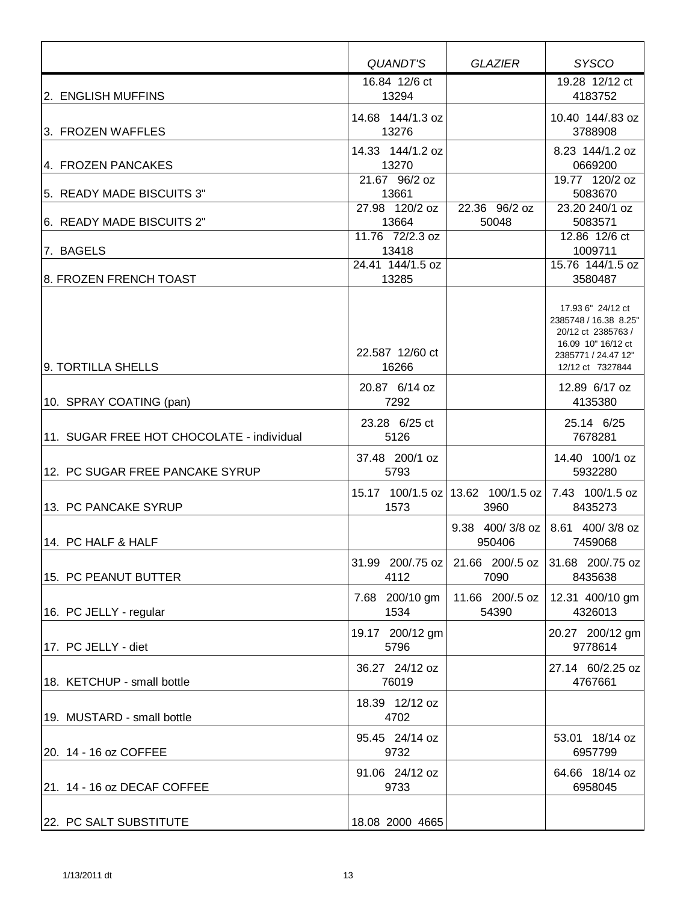| | QUANDT'S | GLAZIER | SYSCO |
|---|---|---|---|
| 2. ENGLISH MUFFINS | 16.84 12/6 ct 13294 | | 19.28 12/12 ct 4183752 |
| 3. FROZEN WAFFLES | 14.68 144/1.3 oz 13276 | | 10.40 144/.83 oz 3788908 |
| 4. FROZEN PANCAKES | 14.33 144/1.2 oz 13270 | | 8.23 144/1.2 oz 0669200 |
| 5. READY MADE BISCUITS 3" | 21.67 96/2 oz 13661 | | 19.77 120/2 oz 5083670 |
| 6. READY MADE BISCUITS 2" | 27.98 120/2 oz 13664 | 22.36 96/2 oz 50048 | 23.20 240/1 oz 5083571 |
| 7. BAGELS | 11.76 72/2.3 oz 13418 | | 12.86 12/6 ct 1009711 |
| 8. FROZEN FRENCH TOAST | 24.41 144/1.5 oz 13285 | | 15.76 144/1.5 oz 3580487 |
| 9. TORTILLA SHELLS | 22.587 12/60 ct 16266 | | 17.93 6" 24/12 ct 2385748 / 16.38 8.25" 20/12 ct 2385763 / 16.09 10" 16/12 ct 2385771 / 24.47 12" 12/12 ct 7327844 |
| 10. SPRAY COATING (pan) | 20.87 6/14 oz 7292 | | 12.89 6/17 oz 4135380 |
| 11. SUGAR FREE HOT CHOCOLATE - individual | 23.28 6/25 ct 5126 | | 25.14 6/25 7678281 |
| 12. PC SUGAR FREE PANCAKE SYRUP | 37.48 200/1 oz 5793 | | 14.40 100/1 oz 5932280 |
| 13. PC PANCAKE SYRUP | 15.17 100/1.5 oz 1573 | 13.62 100/1.5 oz 3960 | 7.43 100/1.5 oz 8435273 |
| 14. PC HALF & HALF | | 9.38 400/ 3/8 oz 950406 | 8.61 400/ 3/8 oz 7459068 |
| 15. PC PEANUT BUTTER | 31.99 200/.75 oz 4112 | 21.66 200/.5 oz 7090 | 31.68 200/.75 oz 8435638 |
| 16. PC JELLY - regular | 7.68 200/10 gm 1534 | 11.66 200/.5 oz 54390 | 12.31 400/10 gm 4326013 |
| 17. PC JELLY - diet | 19.17 200/12 gm 5796 | | 20.27 200/12 gm 9778614 |
| 18. KETCHUP - small bottle | 36.27 24/12 oz 76019 | | 27.14 60/2.25 oz 4767661 |
| 19. MUSTARD - small bottle | 18.39 12/12 oz 4702 | | |
| 20. 14 - 16 oz COFFEE | 95.45 24/14 oz 9732 | | 53.01 18/14 oz 6957799 |
| 21. 14 - 16 oz DECAF COFFEE | 91.06 24/12 oz 9733 | | 64.66 18/14 oz 6958045 |
| 22. PC SALT SUBSTITUTE | 18.08 2000 4665 | | |

1/13/2011 dt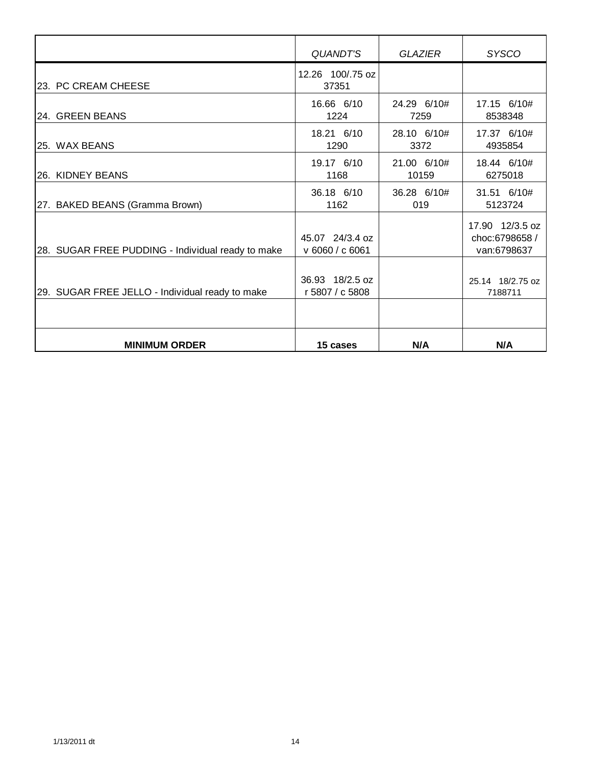| | *QUANDT'S* | *GLAZIER* | *SYSCO* |
|---|---|---|---|
| 23. PC CREAM CHEESE | 12.26 100/.75 oz 37351 | | |
| 24. GREEN BEANS | 16.66 6/10 1224 | 24.29 6/10# 7259 | 17.15 6/10# 8538348 |
| 25. WAX BEANS | 18.21 6/10 1290 | 28.10 6/10# 3372 | 17.37 6/10# 4935854 |
| 26. KIDNEY BEANS | 19.17 6/10 1168 | 21.00 6/10# 10159 | 18.44 6/10# 6275018 |
| 27. BAKED BEANS (Gramma Brown) | 36.18 6/10 1162 | 36.28 6/10# 019 | 31.51 6/10# 5123724 |
| 28. SUGAR FREE PUDDING - Individual ready to make | 45.07 24/3.4 oz v 6060 / c 6061 | | 17.90 12/3.5 oz choc:6798658 / van:6798637 |
| 29. SUGAR FREE JELLO - Individual ready to make | 36.93 18/2.5 oz r 5807 / c 5808 | | 25.14 18/2.75 oz 7188711 |
| | | | |
| **MINIMUM ORDER** | **15 cases** | **N/A** | **N/A** |

1/13/2011 dt